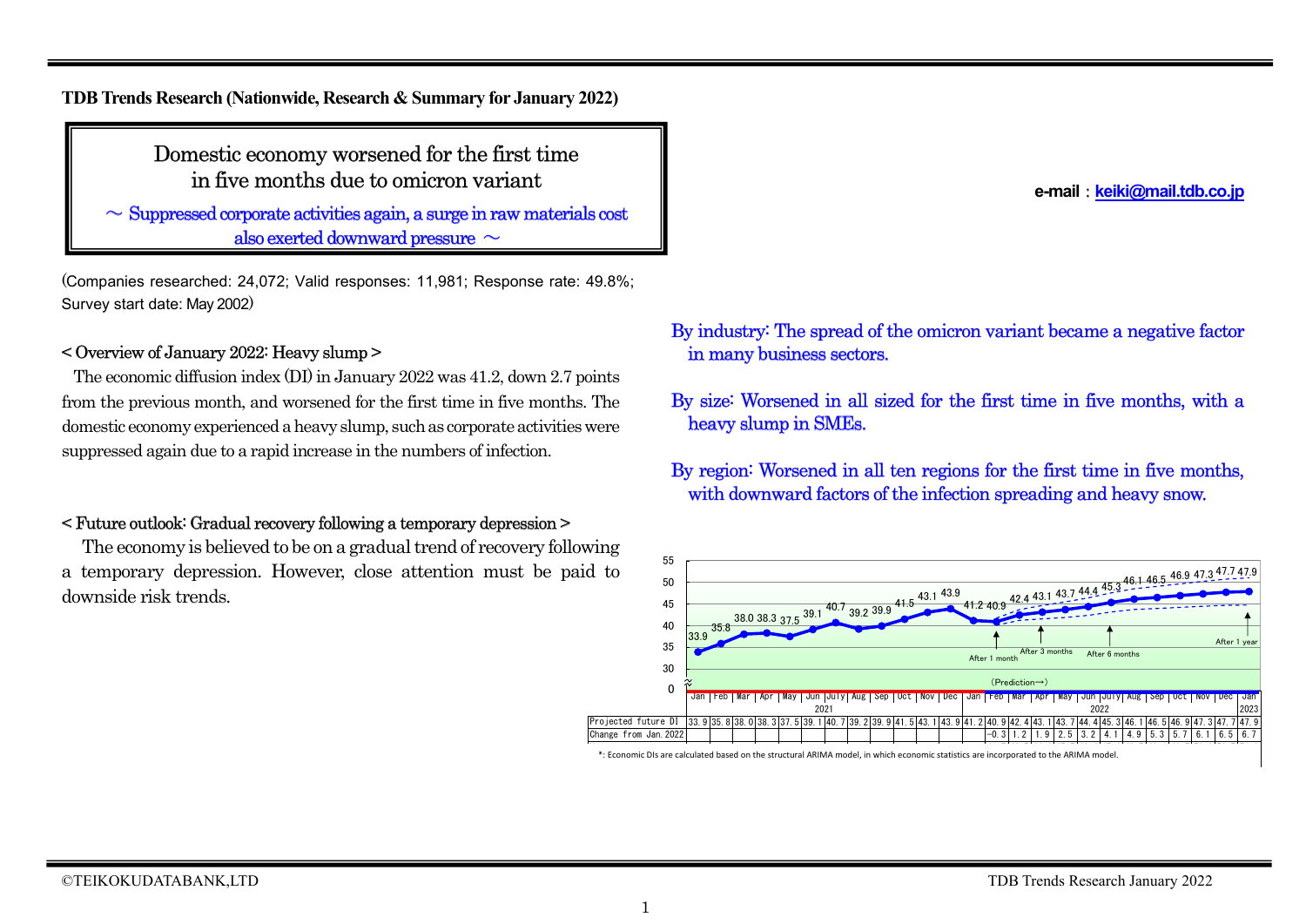**TDB Trends Research (Nationwide, Research & Summary for January 2022)**

# Domestic economy worsened for the first time in five months due to omicron variant

～ Suppressed corporate activities again, a surge in raw materials cost also exerted downward pressure ～

e-mail：keiki@mail.tdb.co.jp

(Companies researched: 24,072; Valid responses: 11,981; Response rate: 49.8%; Survey start date: May 2002)

### < Overview of January 2022: Heavy slump >

The economic diffusion index (DI) in January 2022 was 41.2, down 2.7 points from the previous month, and worsened for the first time in five months. The domestic economy experienced a heavy slump, such as corporate activities were suppressed again due to a rapid increase in the numbers of infection.

### < Future outlook: Gradual recovery following a temporary depression >

The economy is believed to be on a gradual trend of recovery following a temporary depression. However, close attention must be paid to downside risk trends.

By industry: The spread of the omicron variant became a negative factor in many business sectors.

By size: Worsened in all sized for the first time in five months, with a heavy slump in SMEs.

By region: Worsened in all ten regions for the first time in five months, with downward factors of the infection spreading and heavy snow.

| | 2021 Jan | Feb | Mar | Apr | May | Jun | July | Aug | Sep | Oct | Nov | Dec | 2022 Jan | Feb | Mar | Apr | May | Jun | July | Aug | Sep | Oct | Nov | Dec | 2023 Jan |
|---|---|---|---|---|---|---|---|---|---|---|---|---|---|---|---|---|---|---|---|---|---|---|---|---|---|
| Projected future DI | 33.9 | 35.8 | 38.0 | 38.3 | 37.5 | 39.1 | 40.7 | 39.2 | 39.9 | 41.5 | 43.1 | 43.9 | 41.2 | 40.9 | 42.4 | 43.1 | 43.7 | 44.4 | 45.3 | 46.1 | 46.5 | 46.9 | 47.3 | 47.7 | 47.9 |
| Change from Jan. 2022 | | | | | | | | | | | | | | -0.3 | 1.2 | 1.9 | 2.5 | 3.2 | 4.1 | 4.9 | 5.3 | 5.7 | 6.1 | 6.5 | 6.7 |

(Prediction→) After 1 month, After 3 months, After 6 months, After 1 year

*: Economic DIs are calculated based on the structural ARIMA model, in which economic statistics are incorporated to the ARIMA model.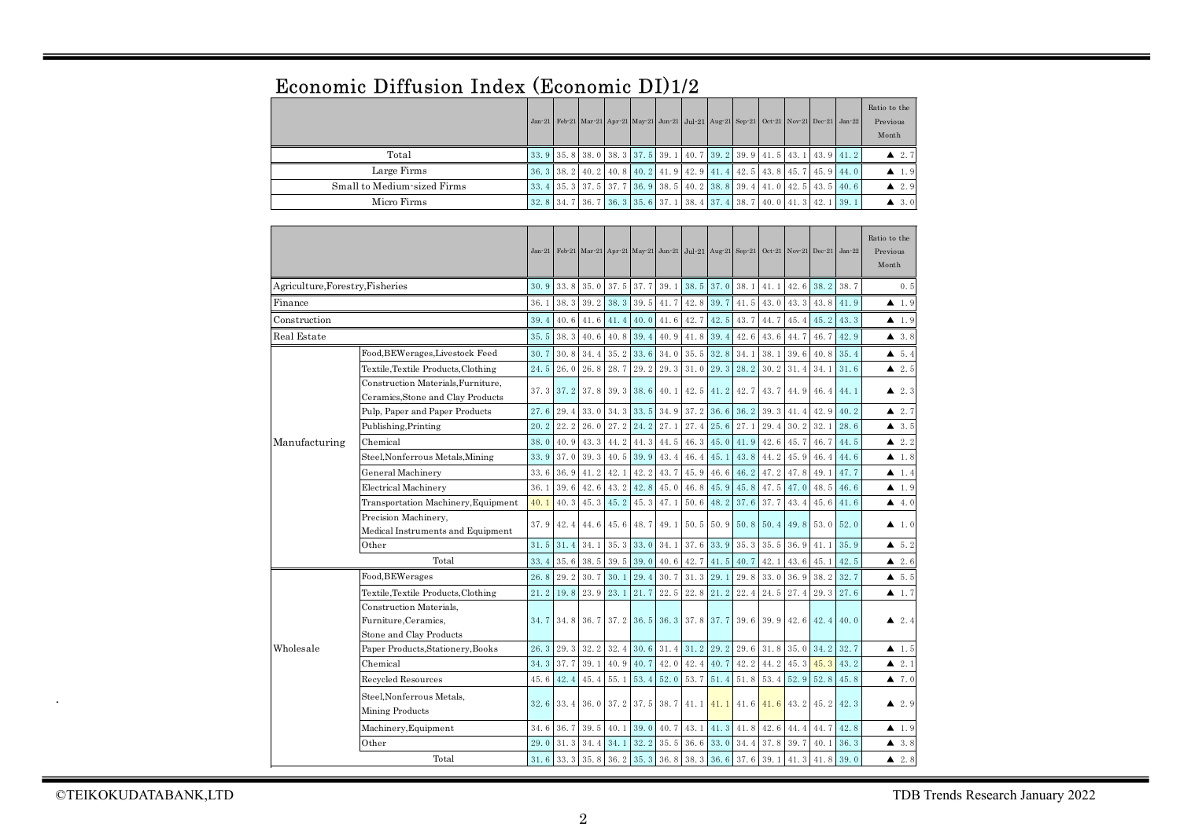# Economic Diffusion Index (Economic DI)1/2

| | Jan-21 | Feb-21 | Mar-21 | Apr-21 | May-21 | Jun-21 | Jul-21 | Aug-21 | Sep-21 | Oct-21 | Nov-21 | Dec-21 | Jan-22 | Ratio to the Previous Month |
|---|---|---|---|---|---|---|---|---|---|---|---|---|---|---|
| Total | 33.9 | 35.8 | 38.0 | 38.3 | 37.5 | 39.1 | 40.7 | 39.2 | 39.9 | 41.5 | 43.1 | 43.9 | 41.2 | ▲ 2.7 |
| Large Firms | 36.3 | 38.2 | 40.2 | 40.8 | 40.2 | 41.9 | 42.9 | 41.4 | 42.5 | 43.8 | 45.7 | 45.9 | 44.0 | ▲ 1.9 |
| Small to Medium-sized Firms | 33.4 | 35.3 | 37.5 | 37.7 | 36.9 | 38.5 | 40.2 | 38.8 | 39.4 | 41.0 | 42.5 | 43.5 | 40.6 | ▲ 2.9 |
| Micro Firms | 32.8 | 34.7 | 36.7 | 36.3 | 35.6 | 37.1 | 38.4 | 37.4 | 38.7 | 40.0 | 41.3 | 42.1 | 39.1 | ▲ 3.0 |

| | | Jan-21 | Feb-21 | Mar-21 | Apr-21 | May-21 | Jun-21 | Jul-21 | Aug-21 | Sep-21 | Oct-21 | Nov-21 | Dec-21 | Jan-22 | Ratio to the Previous Month |
|---|---|---|---|---|---|---|---|---|---|---|---|---|---|---|---|
| Agriculture,Forestry,Fisheries | | 30.9 | 33.8 | 35.0 | 37.5 | 37.7 | 39.1 | 38.5 | 37.0 | 38.1 | 41.1 | 42.6 | 38.2 | 38.7 | 0.5 |
| Finance | | 36.1 | 38.3 | 39.2 | 38.3 | 39.5 | 41.7 | 42.8 | 39.7 | 41.5 | 43.0 | 43.3 | 43.8 | 41.9 | ▲ 1.9 |
| Construction | | 39.4 | 40.6 | 41.6 | 41.4 | 40.0 | 41.6 | 42.7 | 42.5 | 43.7 | 44.7 | 45.4 | 45.2 | 43.3 | ▲ 1.9 |
| Real Estate | | 35.5 | 38.3 | 40.6 | 40.8 | 39.4 | 40.9 | 41.8 | 39.4 | 42.6 | 43.6 | 44.7 | 46.7 | 42.9 | ▲ 3.8 |
| Manufacturing | Food,BEWerages,Livestock Feed | 30.7 | 30.8 | 34.4 | 35.2 | 33.6 | 34.0 | 35.5 | 32.8 | 34.1 | 38.1 | 39.6 | 40.8 | 35.4 | ▲ 5.4 |
| | Textile,Textile Products,Clothing | 24.5 | 26.0 | 26.8 | 28.7 | 29.2 | 29.3 | 31.0 | 29.3 | 28.2 | 30.2 | 31.4 | 34.1 | 31.6 | ▲ 2.5 |
| | Construction Materials,Furniture, Ceramics,Stone and Clay Products | 37.3 | 37.2 | 37.8 | 39.3 | 38.6 | 40.1 | 42.5 | 41.2 | 42.7 | 43.7 | 44.9 | 46.4 | 44.1 | ▲ 2.3 |
| | Pulp, Paper and Paper Products | 27.6 | 29.4 | 33.0 | 34.3 | 33.5 | 34.9 | 37.2 | 36.6 | 36.2 | 39.3 | 41.4 | 42.9 | 40.2 | ▲ 2.7 |
| | Publishing,Printing | 20.2 | 22.2 | 26.0 | 27.2 | 24.2 | 27.1 | 27.4 | 25.6 | 27.1 | 29.4 | 30.2 | 32.1 | 28.6 | ▲ 3.5 |
| | Chemical | 38.0 | 40.9 | 43.3 | 44.2 | 44.3 | 44.5 | 46.3 | 45.0 | 41.9 | 42.6 | 45.7 | 46.7 | 44.5 | ▲ 2.2 |
| | Steel,Nonferrous Metals,Mining | 33.9 | 37.0 | 39.3 | 40.5 | 39.9 | 43.4 | 46.4 | 45.1 | 43.8 | 44.2 | 45.9 | 46.4 | 44.6 | ▲ 1.8 |
| | General Machinery | 33.6 | 36.9 | 41.2 | 42.1 | 42.2 | 43.7 | 45.9 | 46.6 | 46.2 | 47.2 | 47.8 | 49.1 | 47.7 | ▲ 1.4 |
| | Electrical Machinery | 36.1 | 39.6 | 42.6 | 43.2 | 42.8 | 45.0 | 46.8 | 45.9 | 45.8 | 47.5 | 47.0 | 48.5 | 46.6 | ▲ 1.9 |
| | Transportation Machinery,Equipment | 40.1 | 40.3 | 45.3 | 45.2 | 45.3 | 47.1 | 50.6 | 48.2 | 37.6 | 37.7 | 43.4 | 45.6 | 41.6 | ▲ 4.0 |
| | Precision Machinery, Medical Instruments and Equipment | 37.9 | 42.4 | 44.6 | 45.6 | 48.7 | 49.1 | 50.5 | 50.9 | 50.8 | 50.4 | 49.8 | 53.0 | 52.0 | ▲ 1.0 |
| | Other | 31.5 | 31.4 | 34.1 | 35.3 | 33.0 | 34.1 | 37.6 | 33.9 | 35.3 | 35.5 | 36.9 | 41.1 | 35.9 | ▲ 5.2 |
| | Total | 33.4 | 35.6 | 38.5 | 39.5 | 39.0 | 40.6 | 42.7 | 41.5 | 40.7 | 42.1 | 43.6 | 45.1 | 42.5 | ▲ 2.6 |
| Wholesale | Food,BEWerages | 26.8 | 29.2 | 30.7 | 30.1 | 29.4 | 30.7 | 31.3 | 29.1 | 29.8 | 33.0 | 36.9 | 38.2 | 32.7 | ▲ 5.5 |
| | Textile,Textile Products,Clothing | 21.2 | 19.8 | 23.9 | 23.1 | 21.7 | 22.5 | 22.8 | 21.2 | 22.4 | 24.5 | 27.4 | 29.3 | 27.6 | ▲ 1.7 |
| | Construction Materials, Furniture,Ceramics, Stone and Clay Products | 34.7 | 34.8 | 36.7 | 37.2 | 36.5 | 36.3 | 37.8 | 37.7 | 39.6 | 39.9 | 42.6 | 42.4 | 40.0 | ▲ 2.4 |
| | Paper Products,Stationery,Books | 26.3 | 29.3 | 32.2 | 32.4 | 30.6 | 31.4 | 31.2 | 29.2 | 29.6 | 31.8 | 35.0 | 34.2 | 32.7 | ▲ 1.5 |
| | Chemical | 34.3 | 37.7 | 39.1 | 40.9 | 40.7 | 42.0 | 42.4 | 40.7 | 42.2 | 44.2 | 45.3 | 45.3 | 43.2 | ▲ 2.1 |
| | Recycled Resources | 45.6 | 42.4 | 45.4 | 55.1 | 53.4 | 52.0 | 53.7 | 51.4 | 51.8 | 53.4 | 52.9 | 52.8 | 45.8 | ▲ 7.0 |
| | Steel,Nonferrous Metals, Mining Products | 32.6 | 33.4 | 36.0 | 37.2 | 37.5 | 38.7 | 41.1 | 41.1 | 41.6 | 41.6 | 43.2 | 45.2 | 42.3 | ▲ 2.9 |
| | Machinery,Equipment | 34.6 | 36.7 | 39.5 | 40.1 | 39.0 | 40.7 | 43.1 | 41.3 | 41.8 | 42.6 | 44.4 | 44.7 | 42.8 | ▲ 1.9 |
| | Other | 29.0 | 31.3 | 34.4 | 34.1 | 32.2 | 35.5 | 36.6 | 33.0 | 34.4 | 37.8 | 39.7 | 40.1 | 36.3 | ▲ 3.8 |
| | Total | 31.6 | 33.3 | 35.8 | 36.2 | 35.3 | 36.8 | 38.3 | 36.6 | 37.6 | 39.1 | 41.3 | 41.8 | 39.0 | ▲ 2.8 |

©TEIKOKUDATABANK,LTD

TDB Trends Research January 2022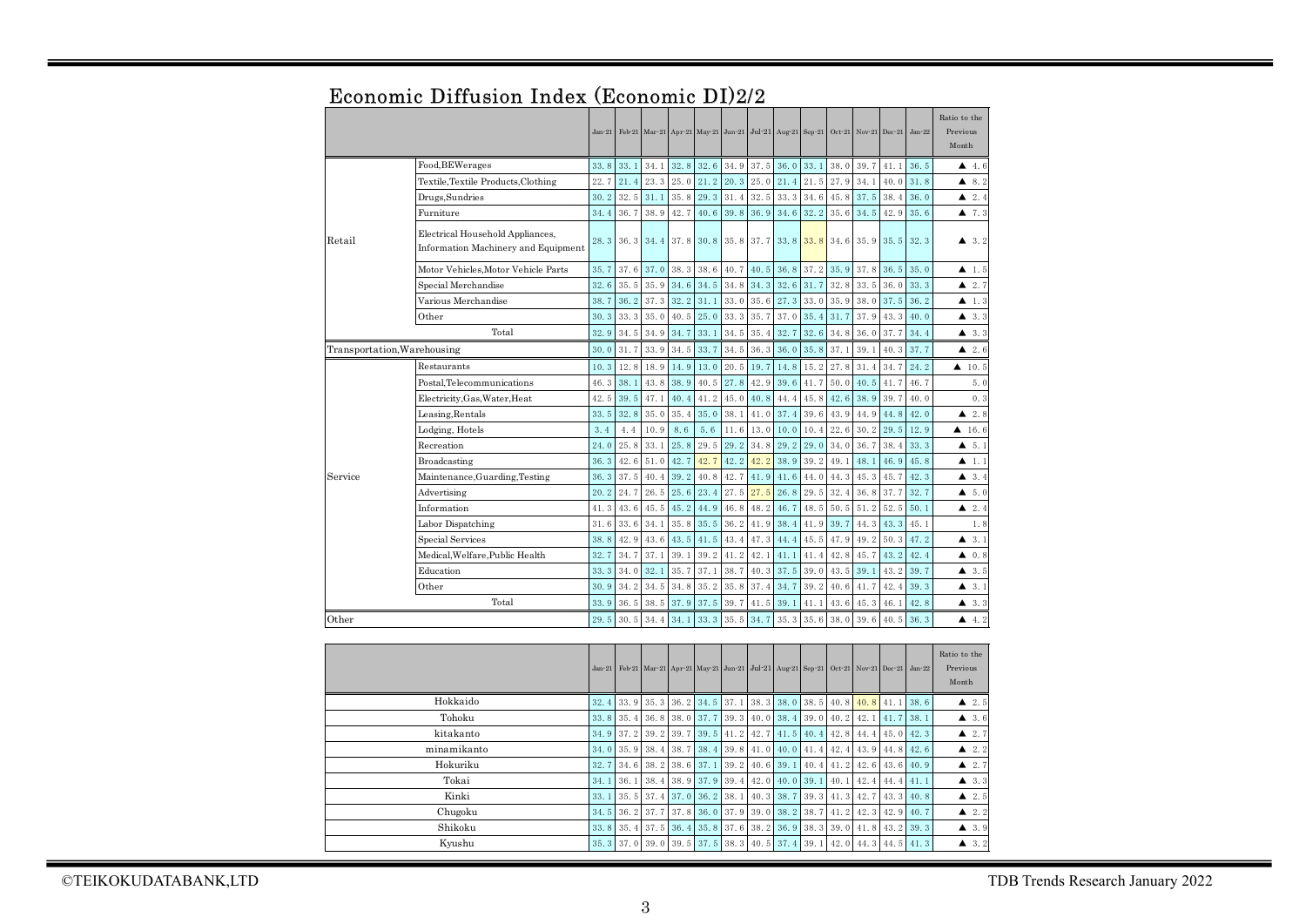# Economic Diffusion Index (Economic DI)2/2

| | | Jan-21 | Feb-21 | Mar-21 | Apr-21 | May-21 | Jun-21 | Jul-21 | Aug-21 | Sep-21 | Oct-21 | Nov-21 | Dec-21 | Jan-22 | Ratio to the Previous Month |
|---|---|---|---|---|---|---|---|---|---|---|---|---|---|---|---|
| Retail | Food,BEWerages | 33.8 | 33.1 | 34.1 | 32.8 | 32.6 | 34.9 | 37.5 | 36.0 | 33.1 | 38.0 | 39.7 | 41.1 | 36.5 | ▲ 4.6 |
| | Textile,Textile Products,Clothing | 22.7 | 21.4 | 23.3 | 25.0 | 21.2 | 20.3 | 25.0 | 21.4 | 21.5 | 27.9 | 34.1 | 40.0 | 31.8 | ▲ 8.2 |
| | Drugs,Sundries | 30.2 | 32.5 | 31.1 | 35.8 | 29.3 | 31.4 | 32.5 | 33.3 | 34.6 | 45.8 | 37.5 | 38.4 | 36.0 | ▲ 2.4 |
| | Furniture | 34.4 | 36.7 | 38.9 | 42.7 | 40.6 | 39.8 | 36.9 | 34.6 | 32.2 | 35.6 | 34.5 | 42.9 | 35.6 | ▲ 7.3 |
| | Electrical Household Appliances, Information Machinery and Equipment | 28.3 | 36.3 | 34.4 | 37.8 | 30.8 | 35.8 | 37.7 | 33.8 | 33.8 | 34.6 | 35.9 | 35.5 | 32.3 | ▲ 3.2 |
| | Motor Vehicles,Motor Vehicle Parts | 35.7 | 37.6 | 37.0 | 38.3 | 38.6 | 40.7 | 40.5 | 36.8 | 37.2 | 35.9 | 37.8 | 36.5 | 35.0 | ▲ 1.5 |
| | Special Merchandise | 32.6 | 35.5 | 35.9 | 34.6 | 34.5 | 34.8 | 34.3 | 32.6 | 31.7 | 32.8 | 33.5 | 36.0 | 33.3 | ▲ 2.7 |
| | Various Merchandise | 38.7 | 36.2 | 37.3 | 32.2 | 31.1 | 33.0 | 35.6 | 27.3 | 33.0 | 35.9 | 38.0 | 37.5 | 36.2 | ▲ 1.3 |
| | Other | 30.3 | 33.3 | 35.0 | 40.5 | 25.0 | 33.3 | 35.7 | 37.0 | 35.4 | 31.7 | 37.9 | 43.3 | 40.0 | ▲ 3.3 |
| | Total | 32.9 | 34.5 | 34.9 | 34.7 | 33.1 | 34.5 | 35.4 | 32.7 | 32.6 | 34.8 | 36.0 | 37.7 | 34.4 | ▲ 3.3 |
| Transportation,Warehousing | | 30.0 | 31.7 | 33.9 | 34.5 | 33.7 | 34.5 | 36.3 | 36.0 | 35.8 | 37.1 | 39.1 | 40.3 | 37.7 | ▲ 2.6 |
| Service | Restaurants | 10.3 | 12.8 | 18.9 | 14.9 | 13.0 | 20.5 | 19.7 | 14.8 | 15.2 | 27.8 | 31.4 | 34.7 | 24.2 | ▲ 10.5 |
| | Postal,Telecommunications | 46.3 | 38.1 | 43.8 | 38.9 | 40.5 | 27.8 | 42.9 | 39.6 | 41.7 | 50.0 | 40.5 | 41.7 | 46.7 | 5.0 |
| | Electricity,Gas,Water,Heat | 42.5 | 39.5 | 47.1 | 40.4 | 41.2 | 45.0 | 40.8 | 44.4 | 45.8 | 42.6 | 38.9 | 39.7 | 40.0 | 0.3 |
| | Leasing,Rentals | 33.5 | 32.8 | 35.0 | 35.4 | 35.0 | 38.1 | 41.0 | 37.4 | 39.6 | 43.9 | 44.9 | 44.8 | 42.0 | ▲ 2.8 |
| | Lodging, Hotels | 3.4 | 4.4 | 10.9 | 8.6 | 5.6 | 11.6 | 13.0 | 10.0 | 10.4 | 22.6 | 30.2 | 29.5 | 12.9 | ▲ 16.6 |
| | Recreation | 24.0 | 25.8 | 33.1 | 25.8 | 29.5 | 29.2 | 34.8 | 29.2 | 29.0 | 34.0 | 36.7 | 38.4 | 33.3 | ▲ 5.1 |
| | Broadcasting | 36.3 | 42.6 | 51.0 | 42.7 | 42.7 | 42.2 | 42.2 | 38.9 | 39.2 | 49.1 | 48.1 | 46.9 | 45.8 | ▲ 1.1 |
| | Maintenance,Guarding,Testing | 36.3 | 37.5 | 40.4 | 39.2 | 40.8 | 42.7 | 41.9 | 41.6 | 44.0 | 44.3 | 45.3 | 45.7 | 42.3 | ▲ 3.4 |
| | Advertising | 20.2 | 24.7 | 26.5 | 25.6 | 23.4 | 27.5 | 27.5 | 26.8 | 29.5 | 32.4 | 36.8 | 37.7 | 32.7 | ▲ 5.0 |
| | Information | 41.3 | 43.6 | 45.5 | 45.2 | 44.9 | 46.8 | 48.2 | 46.7 | 48.5 | 50.5 | 51.2 | 52.5 | 50.1 | ▲ 2.4 |
| | Labor Dispatching | 31.6 | 33.6 | 34.1 | 35.8 | 35.5 | 36.2 | 41.9 | 38.4 | 41.9 | 39.7 | 44.3 | 43.3 | 45.1 | 1.8 |
| | Special Services | 38.8 | 42.9 | 43.6 | 43.5 | 41.5 | 43.4 | 47.3 | 44.4 | 45.5 | 47.9 | 49.2 | 50.3 | 47.2 | ▲ 3.1 |
| | Medical,Welfare,Public Health | 32.7 | 34.7 | 37.1 | 39.1 | 39.2 | 41.2 | 42.1 | 41.1 | 41.4 | 42.8 | 45.7 | 43.2 | 42.4 | ▲ 0.8 |
| | Education | 33.3 | 34.0 | 32.1 | 35.7 | 37.1 | 38.7 | 40.3 | 37.5 | 39.0 | 43.5 | 39.1 | 43.2 | 39.7 | ▲ 3.5 |
| | Other | 30.9 | 34.2 | 34.5 | 34.8 | 35.2 | 35.8 | 37.4 | 34.7 | 39.2 | 40.6 | 41.7 | 42.4 | 39.3 | ▲ 3.1 |
| | Total | 33.9 | 36.5 | 38.5 | 37.9 | 37.5 | 39.7 | 41.5 | 39.1 | 41.1 | 43.6 | 45.3 | 46.1 | 42.8 | ▲ 3.3 |
| Other | | 29.5 | 30.5 | 34.4 | 34.1 | 33.3 | 35.5 | 34.7 | 35.3 | 35.6 | 38.0 | 39.6 | 40.5 | 36.3 | ▲ 4.2 |

| | Jan-21 | Feb-21 | Mar-21 | Apr-21 | May-21 | Jun-21 | Jul-21 | Aug-21 | Sep-21 | Oct-21 | Nov-21 | Dec-21 | Jan-22 | Ratio to the Previous Month |
|---|---|---|---|---|---|---|---|---|---|---|---|---|---|---|
| Hokkaido | 32.4 | 33.9 | 35.3 | 36.2 | 34.5 | 37.1 | 38.3 | 38.0 | 38.5 | 40.8 | 40.8 | 41.1 | 38.6 | ▲ 2.5 |
| Tohoku | 33.8 | 35.4 | 36.8 | 38.0 | 37.7 | 39.3 | 40.0 | 38.4 | 39.0 | 40.2 | 42.1 | 41.7 | 38.1 | ▲ 3.6 |
| kitakanto | 34.9 | 37.2 | 39.2 | 39.7 | 39.5 | 41.2 | 42.7 | 41.5 | 40.4 | 42.8 | 44.4 | 45.0 | 42.3 | ▲ 2.7 |
| minamikanto | 34.0 | 35.9 | 38.4 | 38.7 | 38.4 | 39.8 | 41.0 | 40.0 | 41.4 | 42.4 | 43.9 | 44.8 | 42.6 | ▲ 2.2 |
| Hokuriku | 32.7 | 34.6 | 38.2 | 38.6 | 37.1 | 39.2 | 40.6 | 39.1 | 40.4 | 41.2 | 42.6 | 43.6 | 40.9 | ▲ 2.7 |
| Tokai | 34.1 | 36.1 | 38.4 | 38.9 | 37.9 | 39.4 | 42.0 | 40.0 | 39.1 | 40.1 | 42.4 | 44.4 | 41.1 | ▲ 3.3 |
| Kinki | 33.1 | 35.5 | 37.4 | 37.0 | 36.2 | 38.1 | 40.3 | 38.7 | 39.3 | 41.3 | 42.7 | 43.3 | 40.8 | ▲ 2.5 |
| Chugoku | 34.5 | 36.2 | 37.7 | 37.8 | 36.0 | 37.9 | 39.0 | 38.2 | 38.7 | 41.2 | 42.3 | 42.9 | 40.7 | ▲ 2.2 |
| Shikoku | 33.8 | 35.4 | 37.5 | 36.4 | 35.8 | 37.6 | 38.2 | 36.9 | 38.3 | 39.0 | 41.8 | 43.2 | 39.3 | ▲ 3.9 |
| Kyushu | 35.3 | 37.0 | 39.0 | 39.5 | 37.5 | 38.3 | 40.5 | 37.4 | 39.1 | 42.0 | 44.3 | 44.5 | 41.3 | ▲ 3.2 |

©TEIKOKUDATABANK,LTD

TDB Trends Research January 2022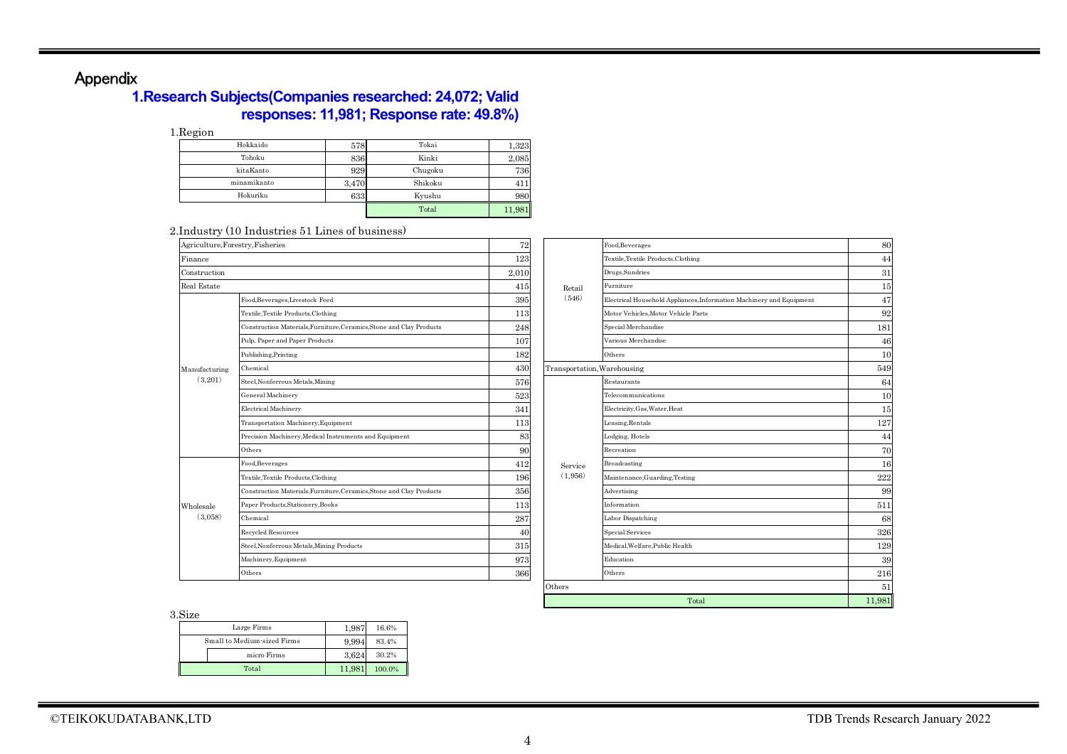# Appendix

## 1.Research Subjects(Companies researched: 24,072; Valid responses: 11,981; Response rate: 49.8%)

1.Region

| Region | Count | Region | Count |
|---|---|---|---|
| Hokkaido | 578 | Tokai | 1,323 |
| Tohoku | 836 | Kinki | 2,085 |
| kitaKanto | 929 | Chugoku | 736 |
| minamikanto | 3,470 | Shikoku | 411 |
| Hokuriku | 633 | Kyushu | 980 |
| | | Total | 11,981 |

2.Industry (10 Industries 51 Lines of business)

| Industry | Line of business | Count |
|---|---|---|
| Agriculture,Forestry,Fisheries | | 72 |
| Finance | | 123 |
| Construction | | 2,010 |
| Real Estate | | 415 |
| Manufacturing (3,201) | Food,Beverages,Livestock Feed | 395 |
| | Textile,Textile Products,Clothing | 113 |
| | Construction Materials,Furniture,Ceramics,Stone and Clay Products | 248 |
| | Pulp, Paper and Paper Products | 107 |
| | Publishing,Printing | 182 |
| | Chemical | 430 |
| | Steel,Nonferrous Metals,Mining | 576 |
| | General Machinery | 523 |
| | Electrical Machinery | 341 |
| | Transportation Machinery,Equipment | 113 |
| | Precision Machinery,Medical Instruments and Equipment | 83 |
| | Others | 90 |
| Wholesale (3,058) | Food,Beverages | 412 |
| | Textile,Textile Products,Clothing | 196 |
| | Construction Materials,Furniture,Ceramics,Stone and Clay Products | 356 |
| | Paper Products,Stationery,Books | 113 |
| | Chemical | 287 |
| | Recycled Resources | 40 |
| | Steel,Nonferrous Metals,Mining Products | 315 |
| | Machinery,Equipment | 973 |
| | Others | 366 |
| Retail (546) | Food,Beverages | 80 |
| | Textile,Textile Products,Clothing | 44 |
| | Drugs,Sundries | 31 |
| | Furniture | 15 |
| | Electrical Household Appliances,Information Machinery and Equipment | 47 |
| | Motor Vehicles,Motor Vehicle Parts | 92 |
| | Special Merchandise | 181 |
| | Various Merchandise | 46 |
| | Others | 10 |
| Transportation,Warehousing | | 549 |
| Service (1,956) | Restaurants | 64 |
| | Telecommunications | 10 |
| | Electricity,Gas,Water,Heat | 15 |
| | Leasing,Rentals | 127 |
| | Lodging, Hotels | 44 |
| | Recreation | 70 |
| | Broadcasting | 16 |
| | Maintenance,Guarding,Testing | 222 |
| | Advertising | 99 |
| | Information | 511 |
| | Labor Dispatching | 68 |
| | Special Services | 326 |
| | Medical,Welfare,Public Health | 129 |
| | Education | 39 |
| | Others | 216 |
| Others | | 51 |
| Total | | 11,981 |

3.Size

| Size | Count | Share |
|---|---|---|
| Large Firms | 1,987 | 16.6% |
| Small to Medium-sized Firms | 9,994 | 83.4% |
| micro Firms | 3,624 | 30.2% |
| Total | 11,981 | 100.0% |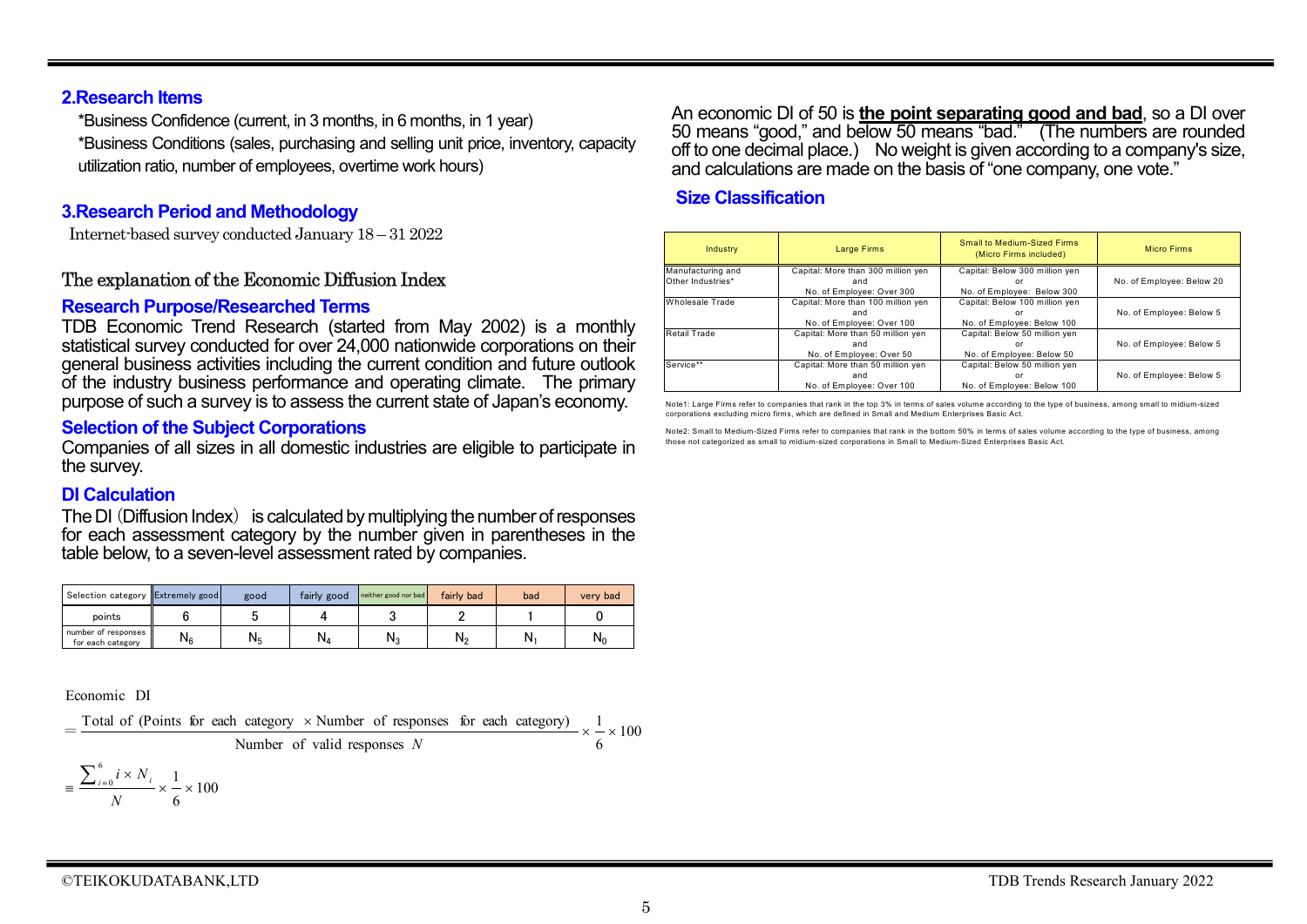## 2.Research Items

*Business Confidence (current, in 3 months, in 6 months, in 1 year)

*Business Conditions (sales, purchasing and selling unit price, inventory, capacity utilization ratio, number of employees, overtime work hours)

## 3.Research Period and Methodology

Internet-based survey conducted January 18 – 31 2022

### The explanation of the Economic Diffusion Index

### Research Purpose/Researched Terms

TDB Economic Trend Research (started from May 2002) is a monthly statistical survey conducted for over 24,000 nationwide corporations on their general business activities including the current condition and future outlook of the industry business performance and operating climate. The primary purpose of such a survey is to assess the current state of Japan's economy.

### Selection of the Subject Corporations

Companies of all sizes in all domestic industries are eligible to participate in the survey.

### DI Calculation

The DI (Diffusion Index) is calculated by multiplying the number of responses for each assessment category by the number given in parentheses in the table below, to a seven-level assessment rated by companies.

| Selection category | Extremely good | good | fairly good | neither good nor bad | fairly bad | bad | very bad |
|---|---|---|---|---|---|---|---|
| points | 6 | 5 | 4 | 3 | 2 | 1 | 0 |
| number of responses for each category | $N_6$ | $N_5$ | $N_4$ | $N_3$ | $N_2$ | $N_1$ | $N_0$ |

Economic DI

$$= \frac{\text{Total of (Points for each category} \times \text{Number of responses for each category)}}{\text{Number of valid responses } N} \times \frac{1}{6} \times 100$$

$$\equiv \frac{\sum_{i=0}^{6} i \times N_i}{N} \times \frac{1}{6} \times 100$$

An economic DI of 50 is **the point separating good and bad**, so a DI over 50 means "good," and below 50 means "bad." (The numbers are rounded off to one decimal place.) No weight is given according to a company's size, and calculations are made on the basis of "one company, one vote."

### Size Classification

| Industry | Large Firms | Small to Medium-Sized Firms (Micro Firms included) | Micro Firms |
|---|---|---|---|
| Manufacturing and Other Industries* | Capital: More than 300 million yen and No. of Employee: Over 300 | Capital: Below 300 million yen or No. of Employee: Below 300 | No. of Employee: Below 20 |
| Wholesale Trade | Capital: More than 100 million yen and No. of Employee: Over 100 | Capital: Below 100 million yen or No. of Employee: Below 100 | No. of Employee: Below 5 |
| Retail Trade | Capital: More than 50 million yen and No. of Employee: Over 50 | Capital: Below 50 million yen or No. of Employee: Below 50 | No. of Employee: Below 5 |
| Service** | Capital: More than 50 million yen and No. of Employee: Over 100 | Capital: Below 50 million yen or No. of Employee: Below 100 | No. of Employee: Below 5 |

Note1: Large Firms refer to companies that rank in the top 3% in terms of sales volume according to the type of business, among small to midium-sized corporations excluding micro firms, which are defined in Small and Medium Enterprises Basic Act.

Note2: Small to Medium-Sized Firms refer to companies that rank in the bottom 50% in terms of sales volume according to the type of business, among those not categorized as small to midium-sized corporations in Small to Medium-Sized Enterprises Basic Act.